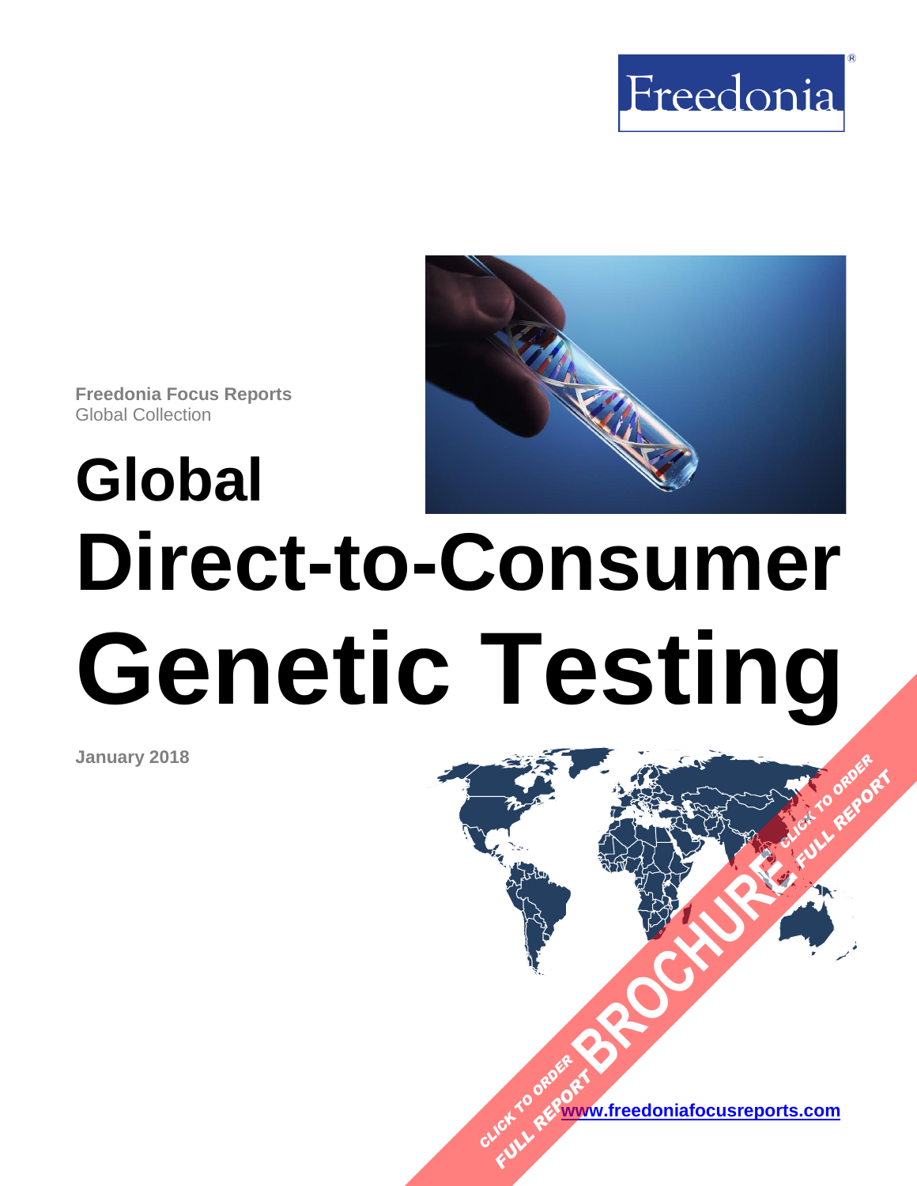Freedonia

Freedonia Focus Reports
Global Collection

# Global Direct-to-Consumer Genetic Testing

January 2018

CLICK TO ORDER FULL REPORT BROCHURE CLICK TO ORDER FULL REPORT

www.freedoniafocusreports.com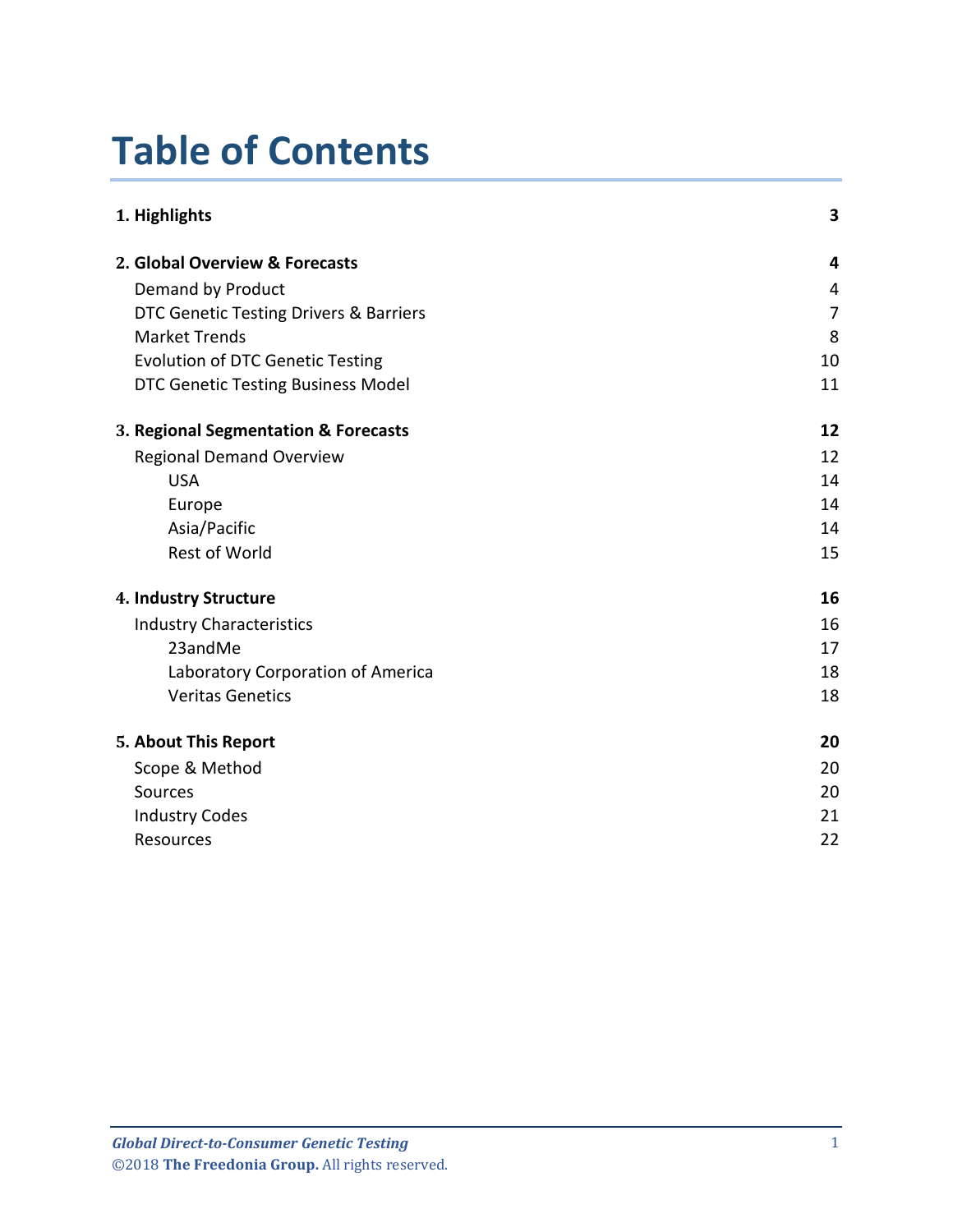# Table of Contents

| | |
|---|---|
| **1. Highlights** | **3** |
| **2. Global Overview & Forecasts** | **4** |
| Demand by Product | 4 |
| DTC Genetic Testing Drivers & Barriers | 7 |
| Market Trends | 8 |
| Evolution of DTC Genetic Testing | 10 |
| DTC Genetic Testing Business Model | 11 |
| **3. Regional Segmentation & Forecasts** | **12** |
| Regional Demand Overview | 12 |
| USA | 14 |
| Europe | 14 |
| Asia/Pacific | 14 |
| Rest of World | 15 |
| **4. Industry Structure** | **16** |
| Industry Characteristics | 16 |
| 23andMe | 17 |
| Laboratory Corporation of America | 18 |
| Veritas Genetics | 18 |
| **5. About This Report** | **20** |
| Scope & Method | 20 |
| Sources | 20 |
| Industry Codes | 21 |
| Resources | 22 |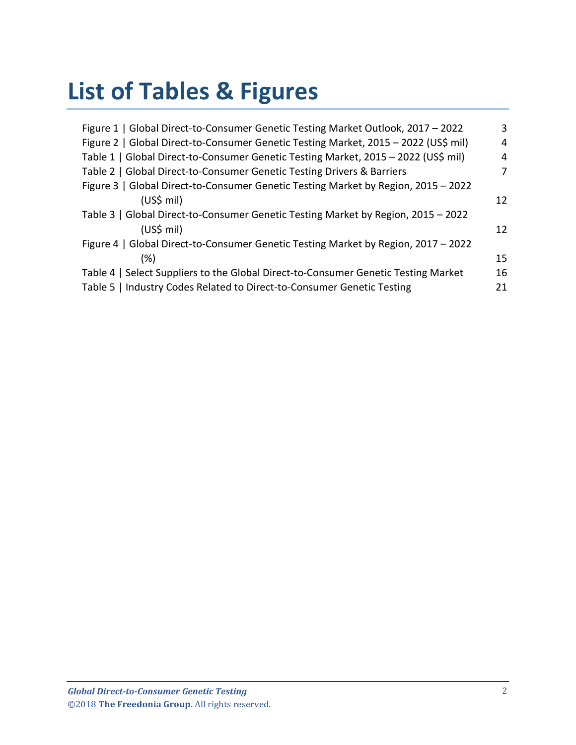# List of Tables & Figures

Figure 1 | Global Direct-to-Consumer Genetic Testing Market Outlook, 2017 – 2022 3
Figure 2 | Global Direct-to-Consumer Genetic Testing Market, 2015 – 2022 (US$ mil) 4
Table 1 | Global Direct-to-Consumer Genetic Testing Market, 2015 – 2022 (US$ mil) 4
Table 2 | Global Direct-to-Consumer Genetic Testing Drivers & Barriers 7
Figure 3 | Global Direct-to-Consumer Genetic Testing Market by Region, 2015 – 2022 (US$ mil) 12
Table 3 | Global Direct-to-Consumer Genetic Testing Market by Region, 2015 – 2022 (US$ mil) 12
Figure 4 | Global Direct-to-Consumer Genetic Testing Market by Region, 2017 – 2022 (%) 15
Table 4 | Select Suppliers to the Global Direct-to-Consumer Genetic Testing Market 16
Table 5 | Industry Codes Related to Direct-to-Consumer Genetic Testing 21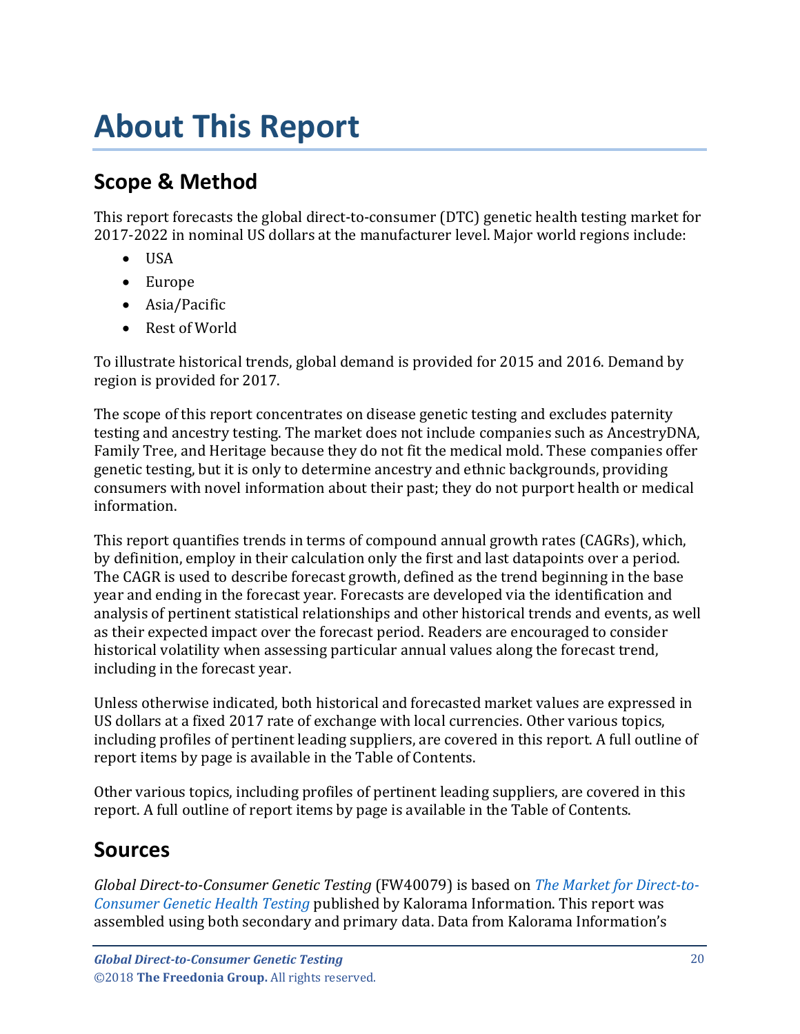# About This Report

## Scope & Method

This report forecasts the global direct-to-consumer (DTC) genetic health testing market for 2017-2022 in nominal US dollars at the manufacturer level. Major world regions include:

- USA
- Europe
- Asia/Pacific
- Rest of World

To illustrate historical trends, global demand is provided for 2015 and 2016. Demand by region is provided for 2017.

The scope of this report concentrates on disease genetic testing and excludes paternity testing and ancestry testing. The market does not include companies such as AncestryDNA, Family Tree, and Heritage because they do not fit the medical mold. These companies offer genetic testing, but it is only to determine ancestry and ethnic backgrounds, providing consumers with novel information about their past; they do not purport health or medical information.

This report quantifies trends in terms of compound annual growth rates (CAGRs), which, by definition, employ in their calculation only the first and last datapoints over a period. The CAGR is used to describe forecast growth, defined as the trend beginning in the base year and ending in the forecast year. Forecasts are developed via the identification and analysis of pertinent statistical relationships and other historical trends and events, as well as their expected impact over the forecast period. Readers are encouraged to consider historical volatility when assessing particular annual values along the forecast trend, including in the forecast year.

Unless otherwise indicated, both historical and forecasted market values are expressed in US dollars at a fixed 2017 rate of exchange with local currencies. Other various topics, including profiles of pertinent leading suppliers, are covered in this report. A full outline of report items by page is available in the Table of Contents.

Other various topics, including profiles of pertinent leading suppliers, are covered in this report. A full outline of report items by page is available in the Table of Contents.

## Sources

*Global Direct-to-Consumer Genetic Testing* (FW40079) is based on *The Market for Direct-to-Consumer Genetic Health Testing* published by Kalorama Information. This report was assembled using both secondary and primary data. Data from Kalorama Information's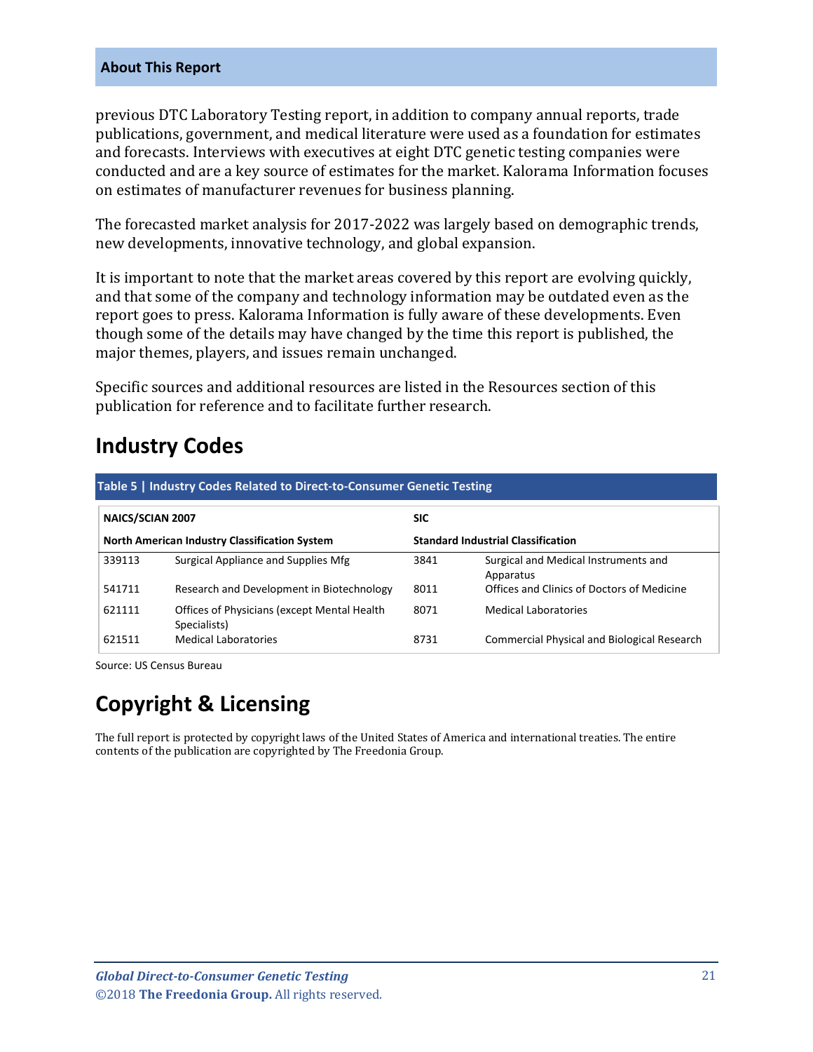previous DTC Laboratory Testing report, in addition to company annual reports, trade publications, government, and medical literature were used as a foundation for estimates and forecasts. Interviews with executives at eight DTC genetic testing companies were conducted and are a key source of estimates for the market. Kalorama Information focuses on estimates of manufacturer revenues for business planning.

The forecasted market analysis for 2017-2022 was largely based on demographic trends, new developments, innovative technology, and global expansion.

It is important to note that the market areas covered by this report are evolving quickly, and that some of the company and technology information may be outdated even as the report goes to press. Kalorama Information is fully aware of these developments. Even though some of the details may have changed by the time this report is published, the major themes, players, and issues remain unchanged.

Specific sources and additional resources are listed in the Resources section of this publication for reference and to facilitate further research.

## Industry Codes

**Table 5 | Industry Codes Related to Direct-to-Consumer Genetic Testing**

| **NAICS/SCIAN 2007** | | **SIC** | |
|---|---|---|---|
| **North American Industry Classification System** | | **Standard Industrial Classification** | |
| 339113 | Surgical Appliance and Supplies Mfg | 3841 | Surgical and Medical Instruments and Apparatus |
| 541711 | Research and Development in Biotechnology | 8011 | Offices and Clinics of Doctors of Medicine |
| 621111 | Offices of Physicians (except Mental Health Specialists) | 8071 | Medical Laboratories |
| 621511 | Medical Laboratories | 8731 | Commercial Physical and Biological Research |

Source: US Census Bureau

## Copyright & Licensing

The full report is protected by copyright laws of the United States of America and international treaties. The entire contents of the publication are copyrighted by The Freedonia Group.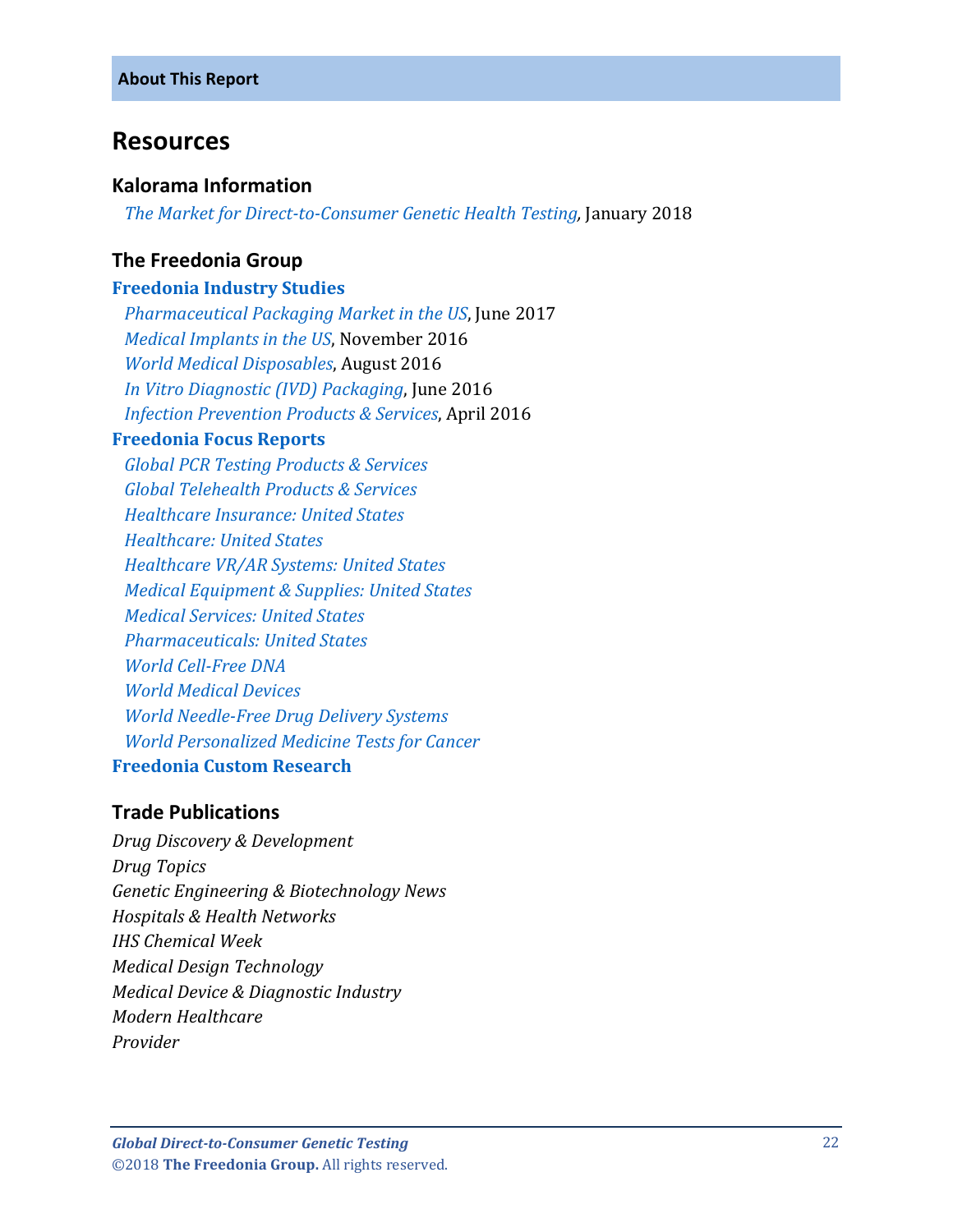## Resources

### Kalorama Information

*The Market for Direct-to-Consumer Genetic Health Testing*, January 2018

### The Freedonia Group

**Freedonia Industry Studies**

*Pharmaceutical Packaging Market in the US*, June 2017
*Medical Implants in the US*, November 2016
*World Medical Disposables*, August 2016
*In Vitro Diagnostic (IVD) Packaging*, June 2016
*Infection Prevention Products & Services*, April 2016

**Freedonia Focus Reports**

*Global PCR Testing Products & Services*
*Global Telehealth Products & Services*
*Healthcare Insurance: United States*
*Healthcare: United States*
*Healthcare VR/AR Systems: United States*
*Medical Equipment & Supplies: United States*
*Medical Services: United States*
*Pharmaceuticals: United States*
*World Cell-Free DNA*
*World Medical Devices*
*World Needle-Free Drug Delivery Systems*
*World Personalized Medicine Tests for Cancer*

**Freedonia Custom Research**

### Trade Publications

*Drug Discovery & Development*
*Drug Topics*
*Genetic Engineering & Biotechnology News*
*Hospitals & Health Networks*
*IHS Chemical Week*
*Medical Design Technology*
*Medical Device & Diagnostic Industry*
*Modern Healthcare*
*Provider*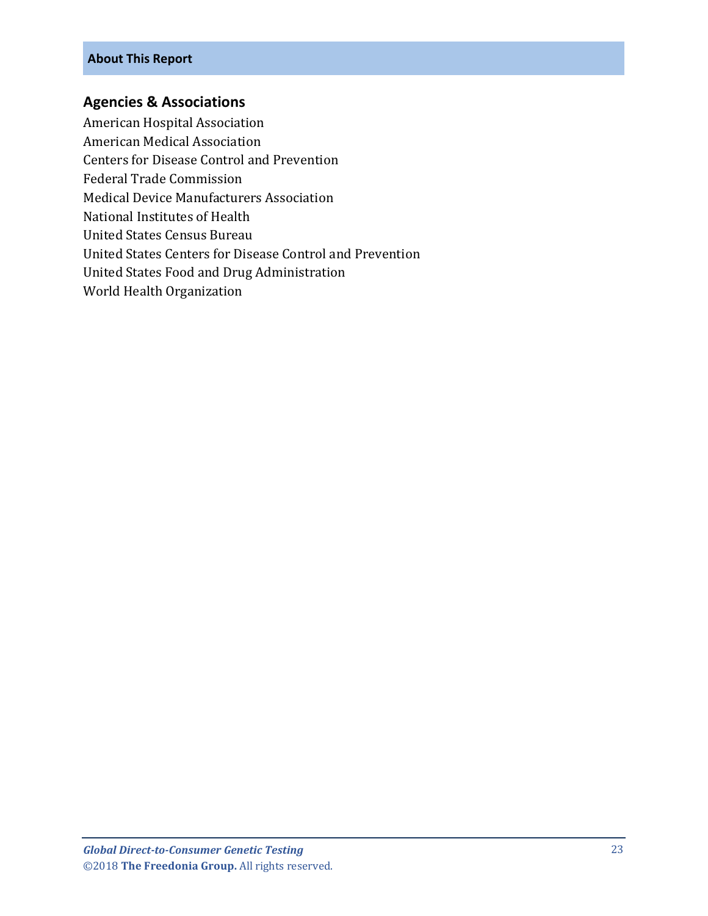## Agencies & Associations

American Hospital Association
American Medical Association
Centers for Disease Control and Prevention
Federal Trade Commission
Medical Device Manufacturers Association
National Institutes of Health
United States Census Bureau
United States Centers for Disease Control and Prevention
United States Food and Drug Administration
World Health Organization